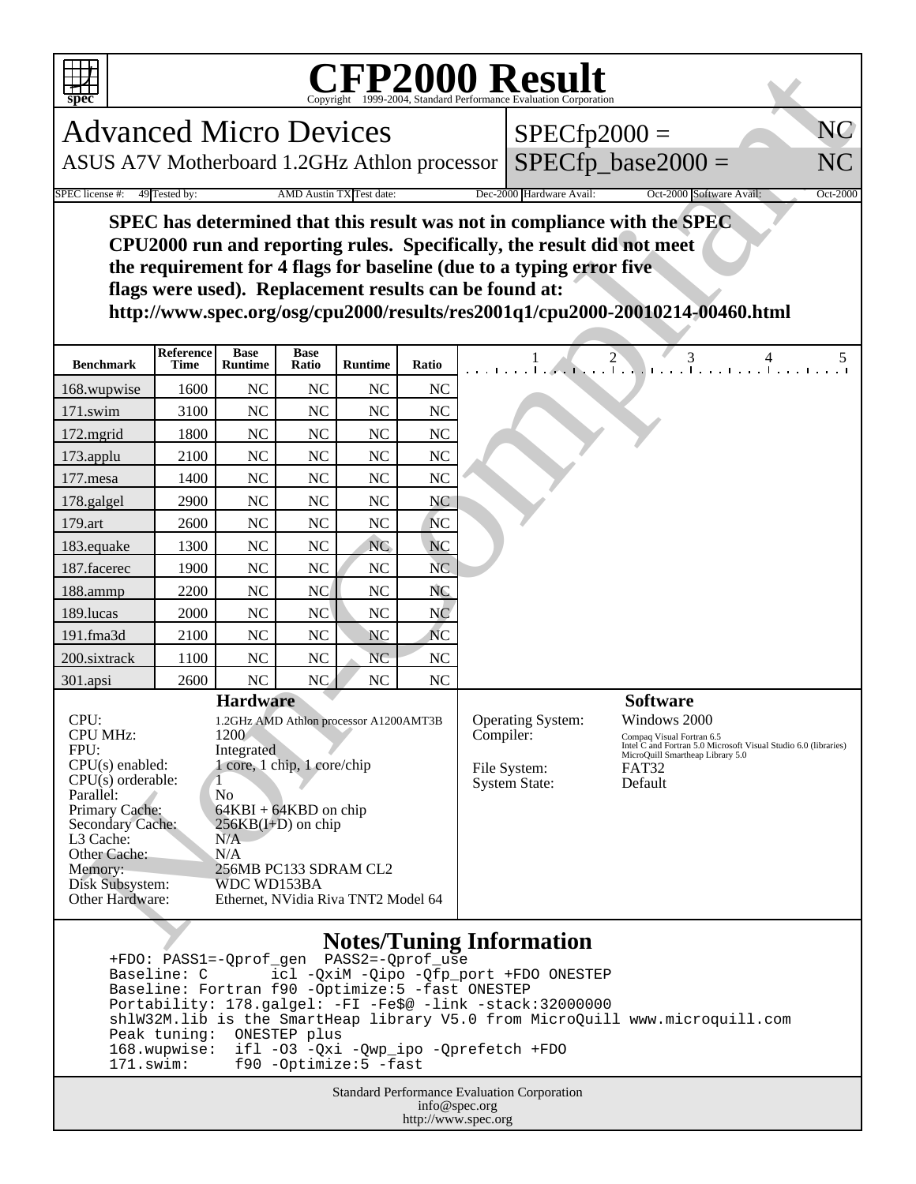# CFP2000 Result

Copyright 1999-2004, Standard Performance Evaluation Corporation

## Advanced Micro Devices

ASUS A7V Motherboard 1.2GHz Athlon processor

SPECfp2000 = NC

SPECfp_base2000 = NC

SPEC license #: 49 Tested by: AMD Austin TX Test date: Dec-2000 Hardware Avail: Oct-2000 Software Avail: Oct-2000

**SPEC has determined that this result was not in compliance with the SPEC CPU2000 run and reporting rules. Specifically, the result did not meet the requirement for 4 flags for baseline (due to a typing error five flags were used). Replacement results can be found at: http://www.spec.org/osg/cpu2000/results/res2001q1/cpu2000-20010214-00460.html**

| Benchmark | Reference Time | Base Runtime | Base Ratio | Runtime | Ratio |
|---|---|---|---|---|---|
| 168.wupwise | 1600 | NC | NC | NC | NC |
| 171.swim | 3100 | NC | NC | NC | NC |
| 172.mgrid | 1800 | NC | NC | NC | NC |
| 173.applu | 2100 | NC | NC | NC | NC |
| 177.mesa | 1400 | NC | NC | NC | NC |
| 178.galgel | 2900 | NC | NC | NC | NC |
| 179.art | 2600 | NC | NC | NC | NC |
| 183.equake | 1300 | NC | NC | NC | NC |
| 187.facerec | 1900 | NC | NC | NC | NC |
| 188.ammp | 2200 | NC | NC | NC | NC |
| 189.lucas | 2000 | NC | NC | NC | NC |
| 191.fma3d | 2100 | NC | NC | NC | NC |
| 200.sixtrack | 1100 | NC | NC | NC | NC |
| 301.apsi | 2600 | NC | NC | NC | NC |

### Hardware

| | |
|---|---|
| CPU: | 1.2GHz AMD Athlon processor A1200AMT3B |
| CPU MHz: | 1200 |
| FPU: | Integrated |
| CPU(s) enabled: | 1 core, 1 chip, 1 core/chip |
| CPU(s) orderable: | 1 |
| Parallel: | No |
| Primary Cache: | 64KBI + 64KBD on chip |
| Secondary Cache: | 256KB(I+D) on chip |
| L3 Cache: | N/A |
| Other Cache: | N/A |
| Memory: | 256MB PC133 SDRAM CL2 |
| Disk Subsystem: | WDC WD153BA |
| Other Hardware: | Ethernet, NVidia Riva TNT2 Model 64 |

### Software

| | |
|---|---|
| Operating System: | Windows 2000 |
| Compiler: | Compaq Visual Fortran 6.5<br>Intel C and Fortran 5.0 Microsoft Visual Studio 6.0 (libraries)<br>MicroQuill Smartheap Library 5.0 |
| File System: | FAT32 |
| System State: | Default |

### Notes/Tuning Information

```
+FDO: PASS1=-Qprof_gen  PASS2=-Qprof_use
Baseline: C        icl -QxiM -Qipo -Qfp_port +FDO ONESTEP
Baseline: Fortran f90 -Optimize:5 -fast ONESTEP
Portability: 178.galgel: -FI -Fe$@ -link -stack:32000000
shlW32M.lib is the SmartHeap library V5.0 from MicroQuill www.microquill.com
Peak tuning:  ONESTEP plus
168.wupwise:  ifl -O3 -Qxi -Qwp_ipo -Qprefetch +FDO
171.swim:     f90 -Optimize:5 -fast
```

Standard Performance Evaluation Corporation
info@spec.org
http://www.spec.org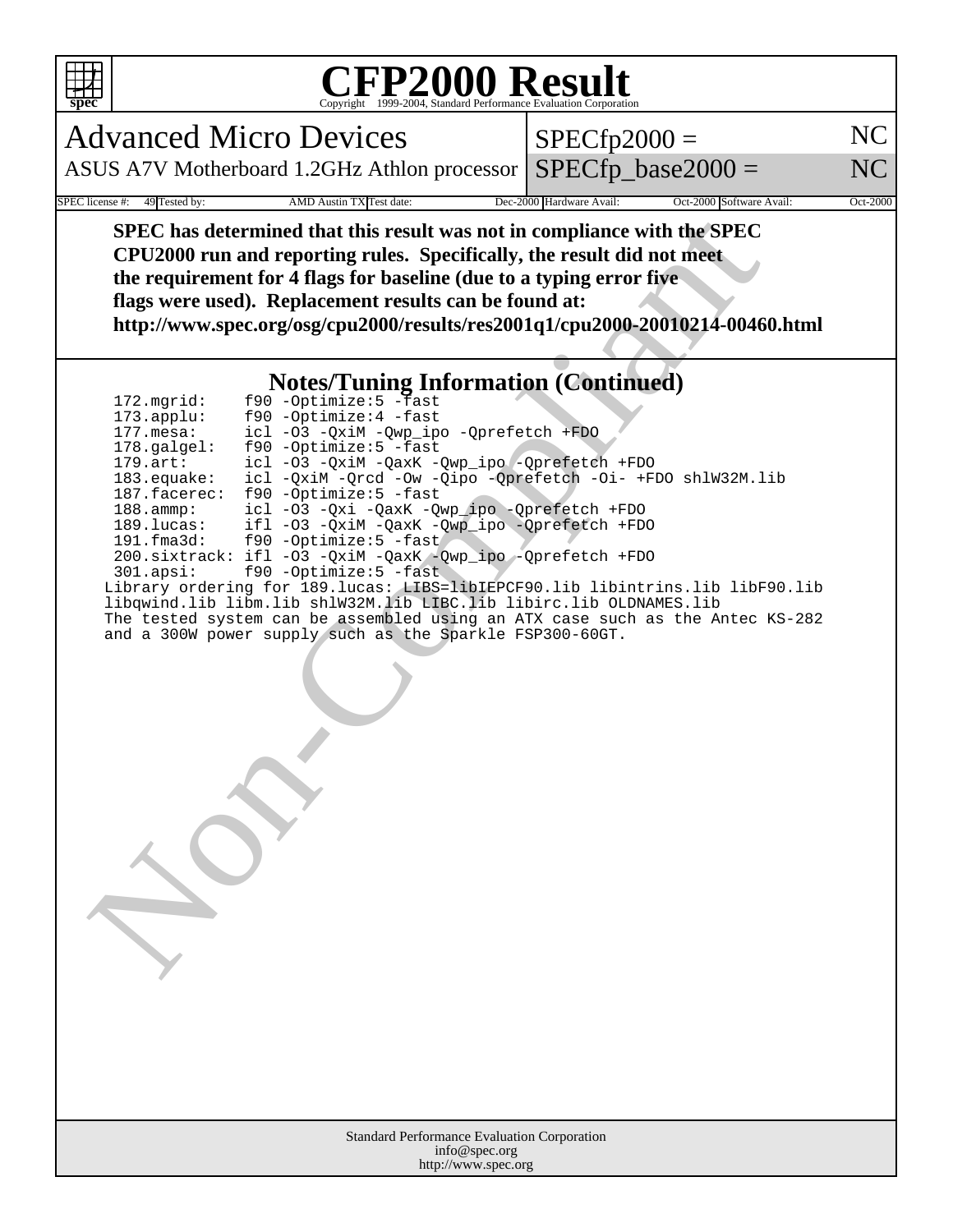# CFP2000 Result

Copyright 1999-2004, Standard Performance Evaluation Corporation

## Advanced Micro Devices

ASUS A7V Motherboard 1.2GHz Athlon processor

SPECfp2000 = NC

SPECfp_base2000 = NC

| SPEC license #: | 49 | Tested by: | AMD Austin TX | Test date: | Dec-2000 | Hardware Avail: | Oct-2000 | Software Avail: | Oct-2000 |
|---|---|---|---|---|---|---|---|---|---|

**SPEC has determined that this result was not in compliance with the SPEC CPU2000 run and reporting rules. Specifically, the result did not meet the requirement for 4 flags for baseline (due to a typing error five flags were used). Replacement results can be found at: http://www.spec.org/osg/cpu2000/results/res2001q1/cpu2000-20010214-00460.html**

## Notes/Tuning Information (Continued)

```
172.mgrid:    f90 -Optimize:5 -fast
173.applu:    f90 -Optimize:4 -fast
177.mesa:     icl -O3 -QxiM -Qwp_ipo -Qprefetch +FDO
178.galgel:   f90 -Optimize:5 -fast
179.art:      icl -O3 -QxiM -QaxK -Qwp_ipo -Qprefetch +FDO
183.equake:   icl -QxiM -Qrcd -Ow -Qipo -Qprefetch -Oi- +FDO shlW32M.lib
187.facerec:  f90 -Optimize:5 -fast
188.ammp:     icl -O3 -Qxi -QaxK -Qwp_ipo -Qprefetch +FDO
189.lucas:    ifl -O3 -QxiM -QaxK -Qwp_ipo -Qprefetch +FDO
191.fma3d:    f90 -Optimize:5 -fast
200.sixtrack: ifl -O3 -QxiM -QaxK -Qwp_ipo -Qprefetch +FDO
301.apsi:     f90 -Optimize:5 -fast
Library ordering for 189.lucas: LIBS=libIEPCF90.lib libintrins.lib libF90.lib
libqwind.lib libm.lib shlW32M.lib LIBC.lib libirc.lib OLDNAMES.lib
The tested system can be assembled using an ATX case such as the Antec KS-282
and a 300W power supply such as the Sparkle FSP300-60GT.
```

Standard Performance Evaluation Corporation
info@spec.org
http://www.spec.org